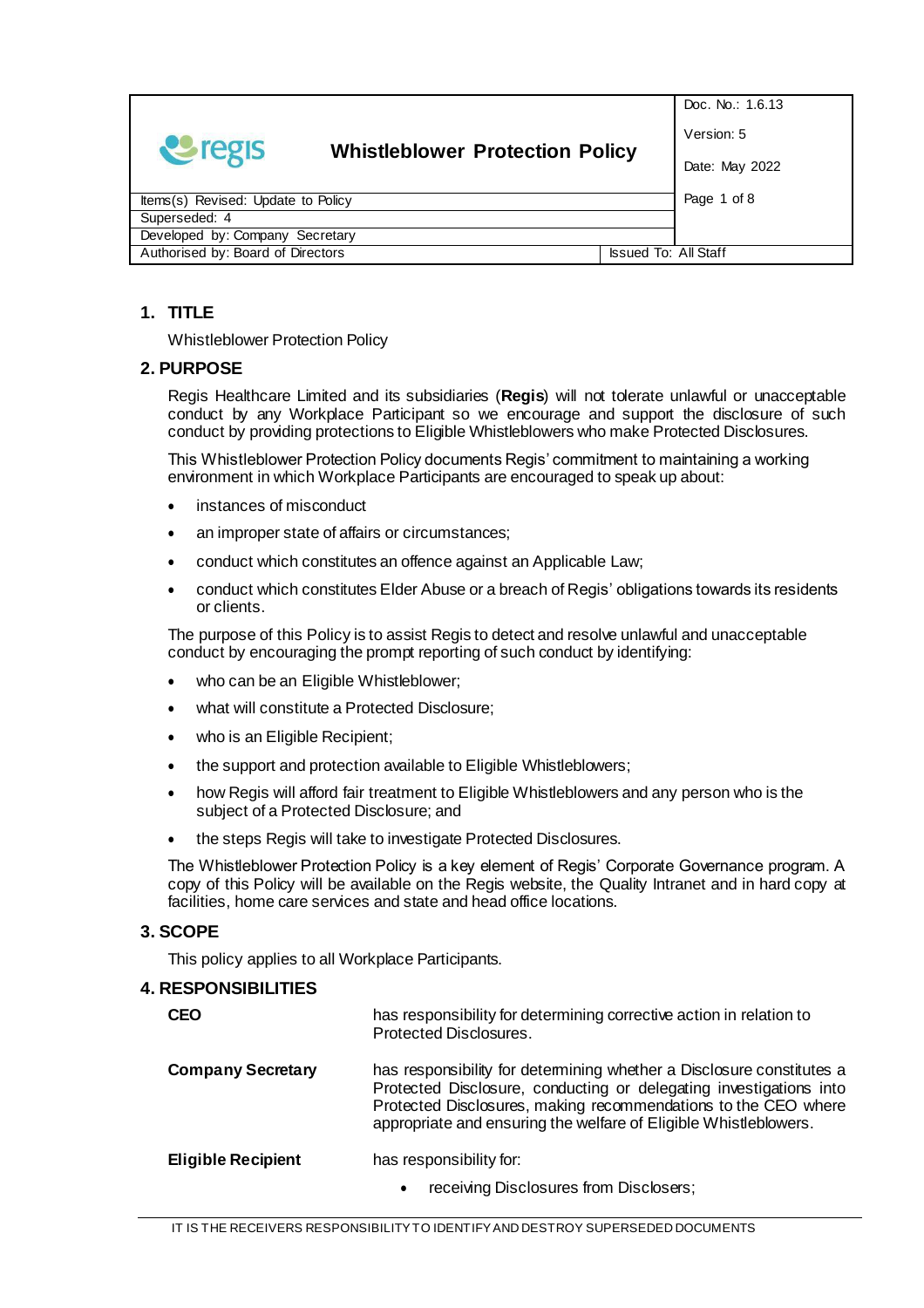| | Whistleblower Protection Policy | Doc. No.: 1.6.13 |
|---|---|---|
| | | Version: 5 |
| | | Date: May 2022 |
| Items(s) Revised: Update to Policy | | |
| Superseded: 4 | | |
| Developed by: Company Secretary | | |
| Authorised by: Board of Directors | Issued To: All Staff | |

## 1. TITLE

Whistleblower Protection Policy

## 2. PURPOSE

Regis Healthcare Limited and its subsidiaries (**Regis**) will not tolerate unlawful or unacceptable conduct by any Workplace Participant so we encourage and support the disclosure of such conduct by providing protections to Eligible Whistleblowers who make Protected Disclosures.

This Whistleblower Protection Policy documents Regis' commitment to maintaining a working environment in which Workplace Participants are encouraged to speak up about:

- instances of misconduct
- an improper state of affairs or circumstances;
- conduct which constitutes an offence against an Applicable Law;
- conduct which constitutes Elder Abuse or a breach of Regis' obligations towards its residents or clients.

The purpose of this Policy is to assist Regis to detect and resolve unlawful and unacceptable conduct by encouraging the prompt reporting of such conduct by identifying:

- who can be an Eligible Whistleblower;
- what will constitute a Protected Disclosure;
- who is an Eligible Recipient;
- the support and protection available to Eligible Whistleblowers;
- how Regis will afford fair treatment to Eligible Whistleblowers and any person who is the subject of a Protected Disclosure; and
- the steps Regis will take to investigate Protected Disclosures.

The Whistleblower Protection Policy is a key element of Regis' Corporate Governance program. A copy of this Policy will be available on the Regis website, the Quality Intranet and in hard copy at facilities, home care services and state and head office locations.

## 3. SCOPE

This policy applies to all Workplace Participants.

## 4. RESPONSIBILITIES

**CEO** has responsibility for determining corrective action in relation to Protected Disclosures.

**Company Secretary** has responsibility for determining whether a Disclosure constitutes a Protected Disclosure, conducting or delegating investigations into Protected Disclosures, making recommendations to the CEO where appropriate and ensuring the welfare of Eligible Whistleblowers.

**Eligible Recipient** has responsibility for:

- receiving Disclosures from Disclosers;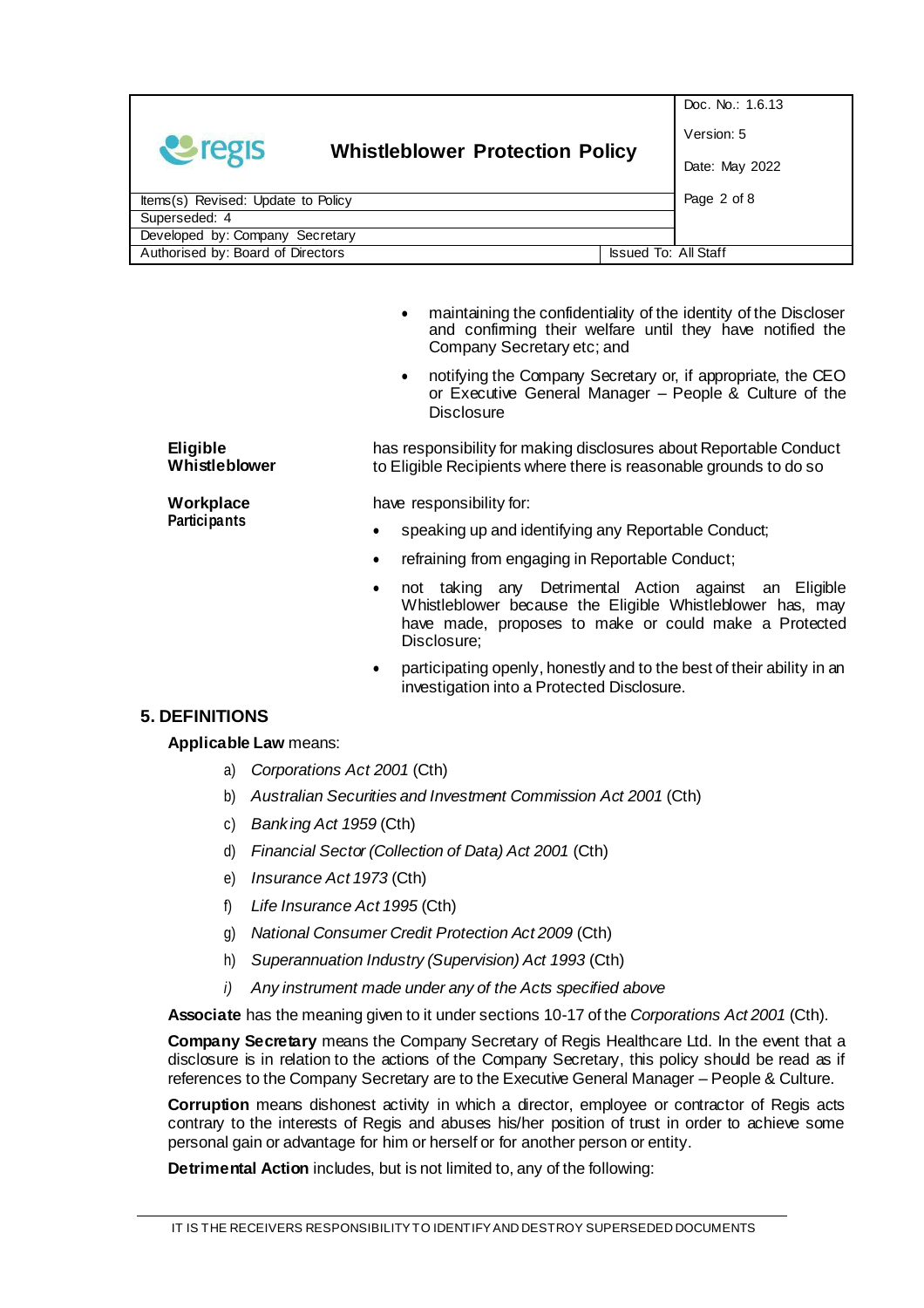- maintaining the confidentiality of the identity of the Discloser and confirming their welfare until they have notified the Company Secretary etc; and
- notifying the Company Secretary or, if appropriate, the CEO or Executive General Manager – People & Culture of the Disclosure

**Eligible Whistleblower** has responsibility for making disclosures about Reportable Conduct to Eligible Recipients where there is reasonable grounds to do so

**Workplace Participants** have responsibility for:

- speaking up and identifying any Reportable Conduct;
- refraining from engaging in Reportable Conduct;
- not taking any Detrimental Action against an Eligible Whistleblower because the Eligible Whistleblower has, may have made, proposes to make or could make a Protected Disclosure;
- participating openly, honestly and to the best of their ability in an investigation into a Protected Disclosure.

## 5. DEFINITIONS

**Applicable Law** means:

a) *Corporations Act 2001* (Cth)

b) *Australian Securities and Investment Commission Act 2001* (Cth)

c) *Banking Act 1959* (Cth)

d) *Financial Sector (Collection of Data) Act 2001* (Cth)

e) *Insurance Act 1973* (Cth)

f) *Life Insurance Act 1995* (Cth)

g) *National Consumer Credit Protection Act 2009* (Cth)

h) *Superannuation Industry (Supervision) Act 1993* (Cth)

*i) Any instrument made under any of the Acts specified above*

**Associate** has the meaning given to it under sections 10-17 of the *Corporations Act 2001* (Cth).

**Company Secretary** means the Company Secretary of Regis Healthcare Ltd. In the event that a disclosure is in relation to the actions of the Company Secretary, this policy should be read as if references to the Company Secretary are to the Executive General Manager – People & Culture.

**Corruption** means dishonest activity in which a director, employee or contractor of Regis acts contrary to the interests of Regis and abuses his/her position of trust in order to achieve some personal gain or advantage for him or herself or for another person or entity.

**Detrimental Action** includes, but is not limited to, any of the following: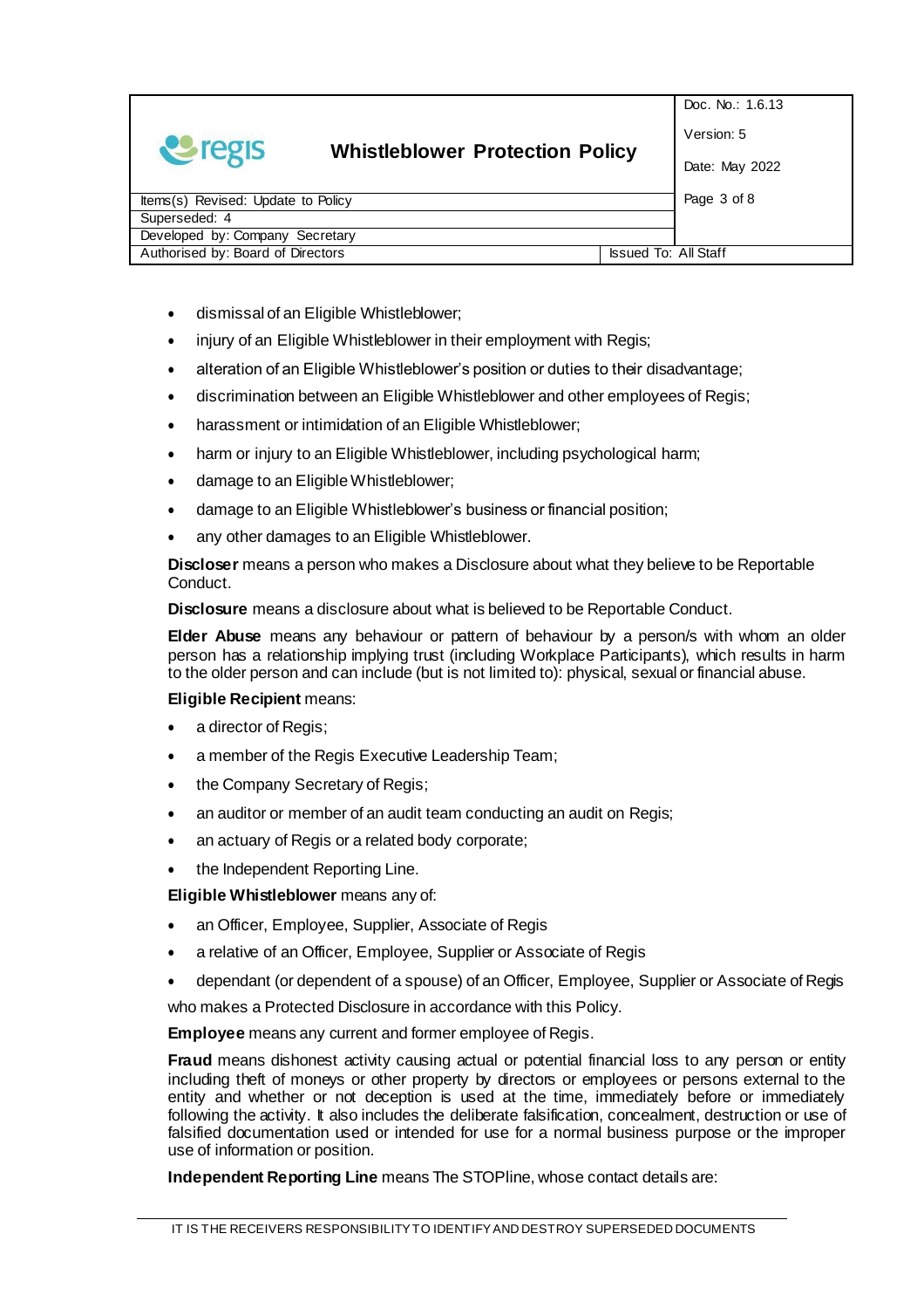- dismissal of an Eligible Whistleblower;
- injury of an Eligible Whistleblower in their employment with Regis;
- alteration of an Eligible Whistleblower's position or duties to their disadvantage;
- discrimination between an Eligible Whistleblower and other employees of Regis;
- harassment or intimidation of an Eligible Whistleblower;
- harm or injury to an Eligible Whistleblower, including psychological harm;
- damage to an Eligible Whistleblower;
- damage to an Eligible Whistleblower's business or financial position;
- any other damages to an Eligible Whistleblower.

**Discloser** means a person who makes a Disclosure about what they believe to be Reportable Conduct.

**Disclosure** means a disclosure about what is believed to be Reportable Conduct.

**Elder Abuse** means any behaviour or pattern of behaviour by a person/s with whom an older person has a relationship implying trust (including Workplace Participants), which results in harm to the older person and can include (but is not limited to): physical, sexual or financial abuse.

**Eligible Recipient** means:

- a director of Regis;
- a member of the Regis Executive Leadership Team;
- the Company Secretary of Regis;
- an auditor or member of an audit team conducting an audit on Regis;
- an actuary of Regis or a related body corporate;
- the Independent Reporting Line.

**Eligible Whistleblower** means any of:

- an Officer, Employee, Supplier, Associate of Regis
- a relative of an Officer, Employee, Supplier or Associate of Regis
- dependant (or dependent of a spouse) of an Officer, Employee, Supplier or Associate of Regis

who makes a Protected Disclosure in accordance with this Policy.

**Employee** means any current and former employee of Regis.

**Fraud** means dishonest activity causing actual or potential financial loss to any person or entity including theft of moneys or other property by directors or employees or persons external to the entity and whether or not deception is used at the time, immediately before or immediately following the activity. It also includes the deliberate falsification, concealment, destruction or use of falsified documentation used or intended for use for a normal business purpose or the improper use of information or position.

**Independent Reporting Line** means The STOPline, whose contact details are: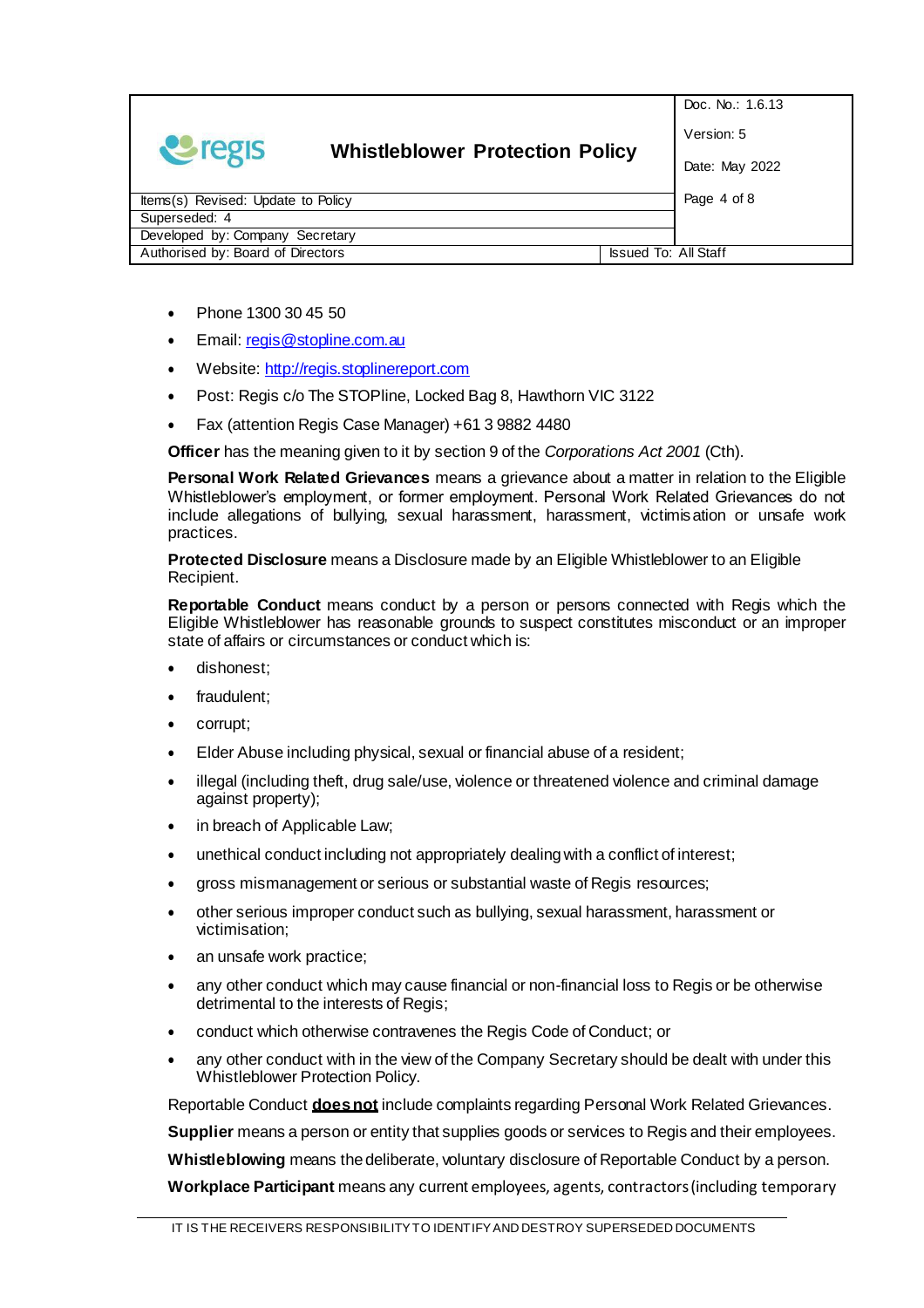- Phone 1300 30 45 50
- Email: regis@stopline.com.au
- Website: http://regis.stoplinereport.com
- Post: Regis c/o The STOPline, Locked Bag 8, Hawthorn VIC 3122
- Fax (attention Regis Case Manager) +61 3 9882 4480

**Officer** has the meaning given to it by section 9 of the *Corporations Act 2001* (Cth).

**Personal Work Related Grievances** means a grievance about a matter in relation to the Eligible Whistleblower's employment, or former employment. Personal Work Related Grievances do not include allegations of bullying, sexual harassment, harassment, victimisation or unsafe work practices.

**Protected Disclosure** means a Disclosure made by an Eligible Whistleblower to an Eligible Recipient.

**Reportable Conduct** means conduct by a person or persons connected with Regis which the Eligible Whistleblower has reasonable grounds to suspect constitutes misconduct or an improper state of affairs or circumstances or conduct which is:

- dishonest;
- fraudulent;
- corrupt;
- Elder Abuse including physical, sexual or financial abuse of a resident;
- illegal (including theft, drug sale/use, violence or threatened violence and criminal damage against property);
- in breach of Applicable Law;
- unethical conduct including not appropriately dealing with a conflict of interest;
- gross mismanagement or serious or substantial waste of Regis resources;
- other serious improper conduct such as bullying, sexual harassment, harassment or victimisation;
- an unsafe work practice;
- any other conduct which may cause financial or non-financial loss to Regis or be otherwise detrimental to the interests of Regis;
- conduct which otherwise contravenes the Regis Code of Conduct; or
- any other conduct with in the view of the Company Secretary should be dealt with under this Whistleblower Protection Policy.

Reportable Conduct **does not** include complaints regarding Personal Work Related Grievances.

**Supplier** means a person or entity that supplies goods or services to Regis and their employees.

**Whistleblowing** means the deliberate, voluntary disclosure of Reportable Conduct by a person.

**Workplace Participant** means any current employees, agents, contractors (including temporary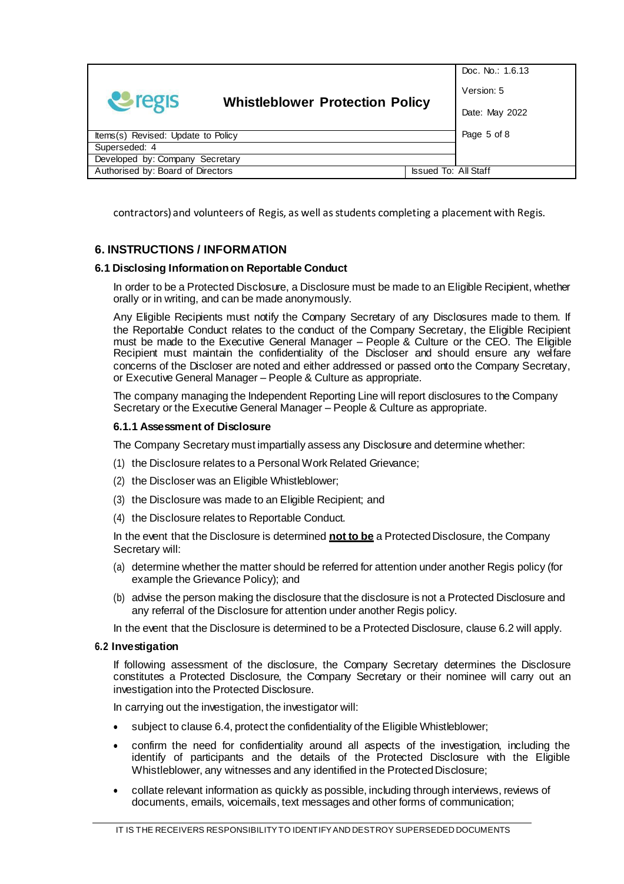contractors) and volunteers of Regis, as well as students completing a placement with Regis.

## 6. INSTRUCTIONS / INFORMATION

### 6.1 Disclosing Information on Reportable Conduct

In order to be a Protected Disclosure, a Disclosure must be made to an Eligible Recipient, whether orally or in writing, and can be made anonymously.

Any Eligible Recipients must notify the Company Secretary of any Disclosures made to them. If the Reportable Conduct relates to the conduct of the Company Secretary, the Eligible Recipient must be made to the Executive General Manager – People & Culture or the CEO. The Eligible Recipient must maintain the confidentiality of the Discloser and should ensure any welfare concerns of the Discloser are noted and either addressed or passed onto the Company Secretary, or Executive General Manager – People & Culture as appropriate.

The company managing the Independent Reporting Line will report disclosures to the Company Secretary or the Executive General Manager – People & Culture as appropriate.

#### 6.1.1 Assessment of Disclosure

The Company Secretary must impartially assess any Disclosure and determine whether:

(1) the Disclosure relates to a Personal Work Related Grievance;

(2) the Discloser was an Eligible Whistleblower;

(3) the Disclosure was made to an Eligible Recipient; and

(4) the Disclosure relates to Reportable Conduct.

In the event that the Disclosure is determined **<u>not to be</u>** a Protected Disclosure, the Company Secretary will:

(a) determine whether the matter should be referred for attention under another Regis policy (for example the Grievance Policy); and

(b) advise the person making the disclosure that the disclosure is not a Protected Disclosure and any referral of the Disclosure for attention under another Regis policy.

In the event that the Disclosure is determined to be a Protected Disclosure, clause 6.2 will apply.

### 6.2 Investigation

If following assessment of the disclosure, the Company Secretary determines the Disclosure constitutes a Protected Disclosure, the Company Secretary or their nominee will carry out an investigation into the Protected Disclosure.

In carrying out the investigation, the investigator will:

- subject to clause 6.4, protect the confidentiality of the Eligible Whistleblower;
- confirm the need for confidentiality around all aspects of the investigation, including the identify of participants and the details of the Protected Disclosure with the Eligible Whistleblower, any witnesses and any identified in the Protected Disclosure;
- collate relevant information as quickly as possible, including through interviews, reviews of documents, emails, voicemails, text messages and other forms of communication;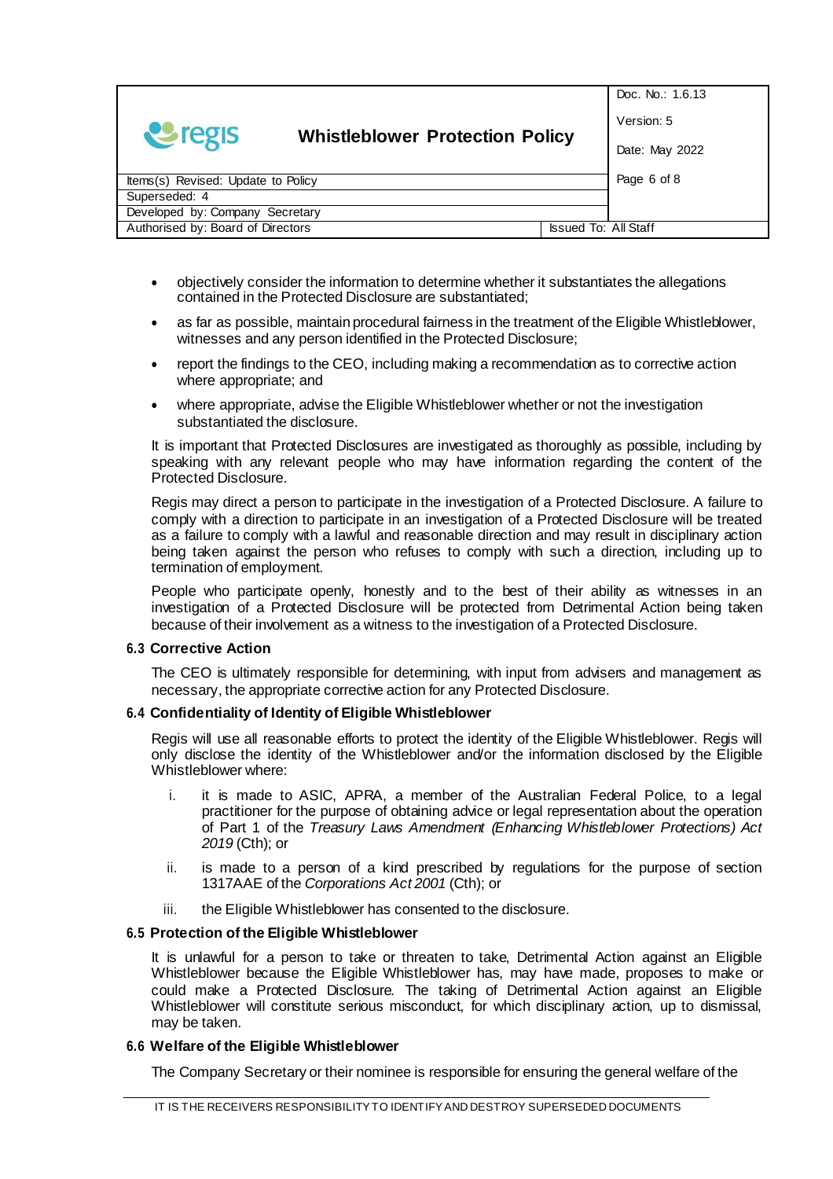- objectively consider the information to determine whether it substantiates the allegations contained in the Protected Disclosure are substantiated;
- as far as possible, maintain procedural fairness in the treatment of the Eligible Whistleblower, witnesses and any person identified in the Protected Disclosure;
- report the findings to the CEO, including making a recommendation as to corrective action where appropriate; and
- where appropriate, advise the Eligible Whistleblower whether or not the investigation substantiated the disclosure.

It is important that Protected Disclosures are investigated as thoroughly as possible, including by speaking with any relevant people who may have information regarding the content of the Protected Disclosure.

Regis may direct a person to participate in the investigation of a Protected Disclosure. A failure to comply with a direction to participate in an investigation of a Protected Disclosure will be treated as a failure to comply with a lawful and reasonable direction and may result in disciplinary action being taken against the person who refuses to comply with such a direction, including up to termination of employment.

People who participate openly, honestly and to the best of their ability as witnesses in an investigation of a Protected Disclosure will be protected from Detrimental Action being taken because of their involvement as a witness to the investigation of a Protected Disclosure.

### 6.3 Corrective Action

The CEO is ultimately responsible for determining, with input from advisers and management as necessary, the appropriate corrective action for any Protected Disclosure.

### 6.4 Confidentiality of Identity of Eligible Whistleblower

Regis will use all reasonable efforts to protect the identity of the Eligible Whistleblower. Regis will only disclose the identity of the Whistleblower and/or the information disclosed by the Eligible Whistleblower where:

i. it is made to ASIC, APRA, a member of the Australian Federal Police, to a legal practitioner for the purpose of obtaining advice or legal representation about the operation of Part 1 of the *Treasury Laws Amendment (Enhancing Whistleblower Protections) Act 2019* (Cth); or

ii. is made to a person of a kind prescribed by regulations for the purpose of section 1317AAE of the *Corporations Act 2001* (Cth); or

iii. the Eligible Whistleblower has consented to the disclosure.

### 6.5 Protection of the Eligible Whistleblower

It is unlawful for a person to take or threaten to take, Detrimental Action against an Eligible Whistleblower because the Eligible Whistleblower has, may have made, proposes to make or could make a Protected Disclosure. The taking of Detrimental Action against an Eligible Whistleblower will constitute serious misconduct, for which disciplinary action, up to dismissal, may be taken.

### 6.6 Welfare of the Eligible Whistleblower

The Company Secretary or their nominee is responsible for ensuring the general welfare of the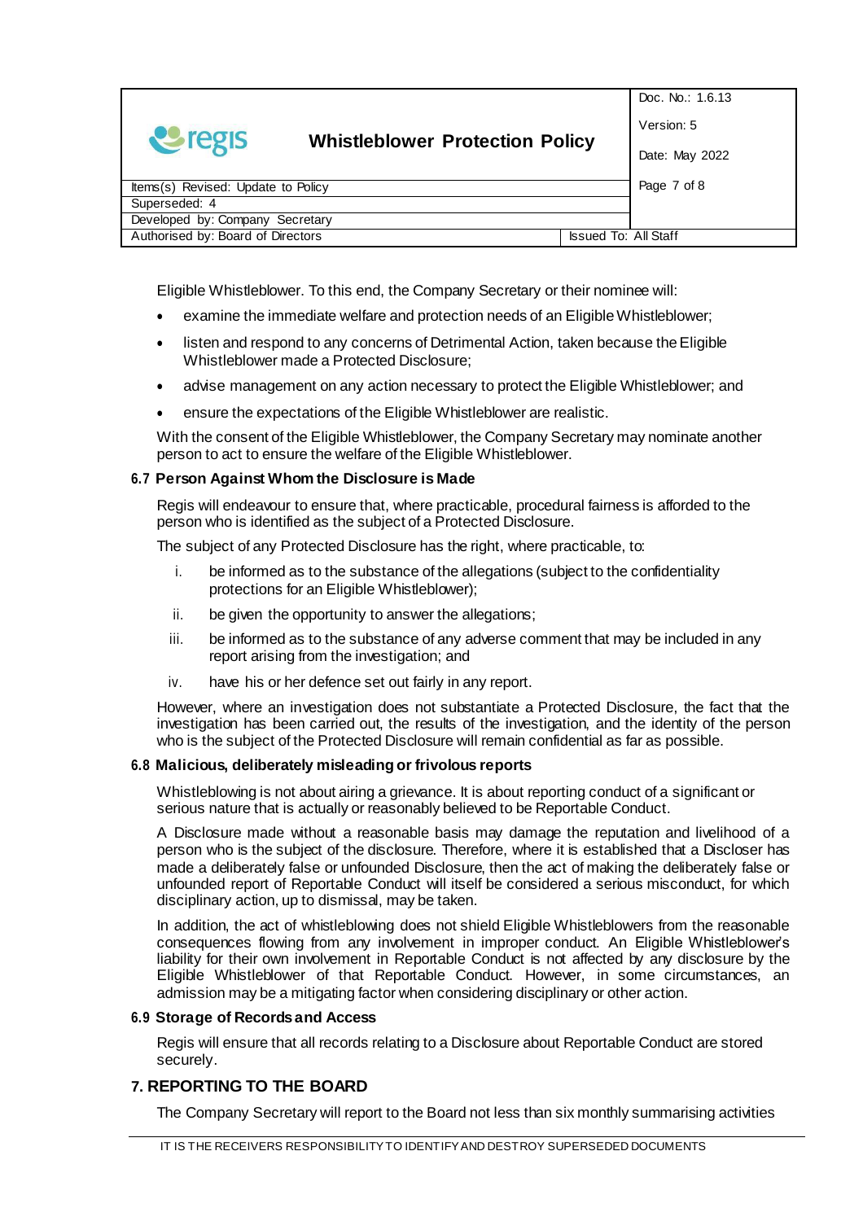Eligible Whistleblower. To this end, the Company Secretary or their nominee will:

- examine the immediate welfare and protection needs of an Eligible Whistleblower;
- listen and respond to any concerns of Detrimental Action, taken because the Eligible Whistleblower made a Protected Disclosure;
- advise management on any action necessary to protect the Eligible Whistleblower; and
- ensure the expectations of the Eligible Whistleblower are realistic.

With the consent of the Eligible Whistleblower, the Company Secretary may nominate another person to act to ensure the welfare of the Eligible Whistleblower.

### 6.7 Person Against Whom the Disclosure is Made

Regis will endeavour to ensure that, where practicable, procedural fairness is afforded to the person who is identified as the subject of a Protected Disclosure.

The subject of any Protected Disclosure has the right, where practicable, to:

i. be informed as to the substance of the allegations (subject to the confidentiality protections for an Eligible Whistleblower);

ii. be given the opportunity to answer the allegations;

iii. be informed as to the substance of any adverse comment that may be included in any report arising from the investigation; and

iv. have his or her defence set out fairly in any report.

However, where an investigation does not substantiate a Protected Disclosure, the fact that the investigation has been carried out, the results of the investigation, and the identity of the person who is the subject of the Protected Disclosure will remain confidential as far as possible.

### 6.8 Malicious, deliberately misleading or frivolous reports

Whistleblowing is not about airing a grievance. It is about reporting conduct of a significant or serious nature that is actually or reasonably believed to be Reportable Conduct.

A Disclosure made without a reasonable basis may damage the reputation and livelihood of a person who is the subject of the disclosure. Therefore, where it is established that a Discloser has made a deliberately false or unfounded Disclosure, then the act of making the deliberately false or unfounded report of Reportable Conduct will itself be considered a serious misconduct, for which disciplinary action, up to dismissal, may be taken.

In addition, the act of whistleblowing does not shield Eligible Whistleblowers from the reasonable consequences flowing from any involvement in improper conduct. An Eligible Whistleblower's liability for their own involvement in Reportable Conduct is not affected by any disclosure by the Eligible Whistleblower of that Reportable Conduct. However, in some circumstances, an admission may be a mitigating factor when considering disciplinary or other action.

### 6.9 Storage of Records and Access

Regis will ensure that all records relating to a Disclosure about Reportable Conduct are stored securely.

## 7. REPORTING TO THE BOARD

The Company Secretary will report to the Board not less than six monthly summarising activities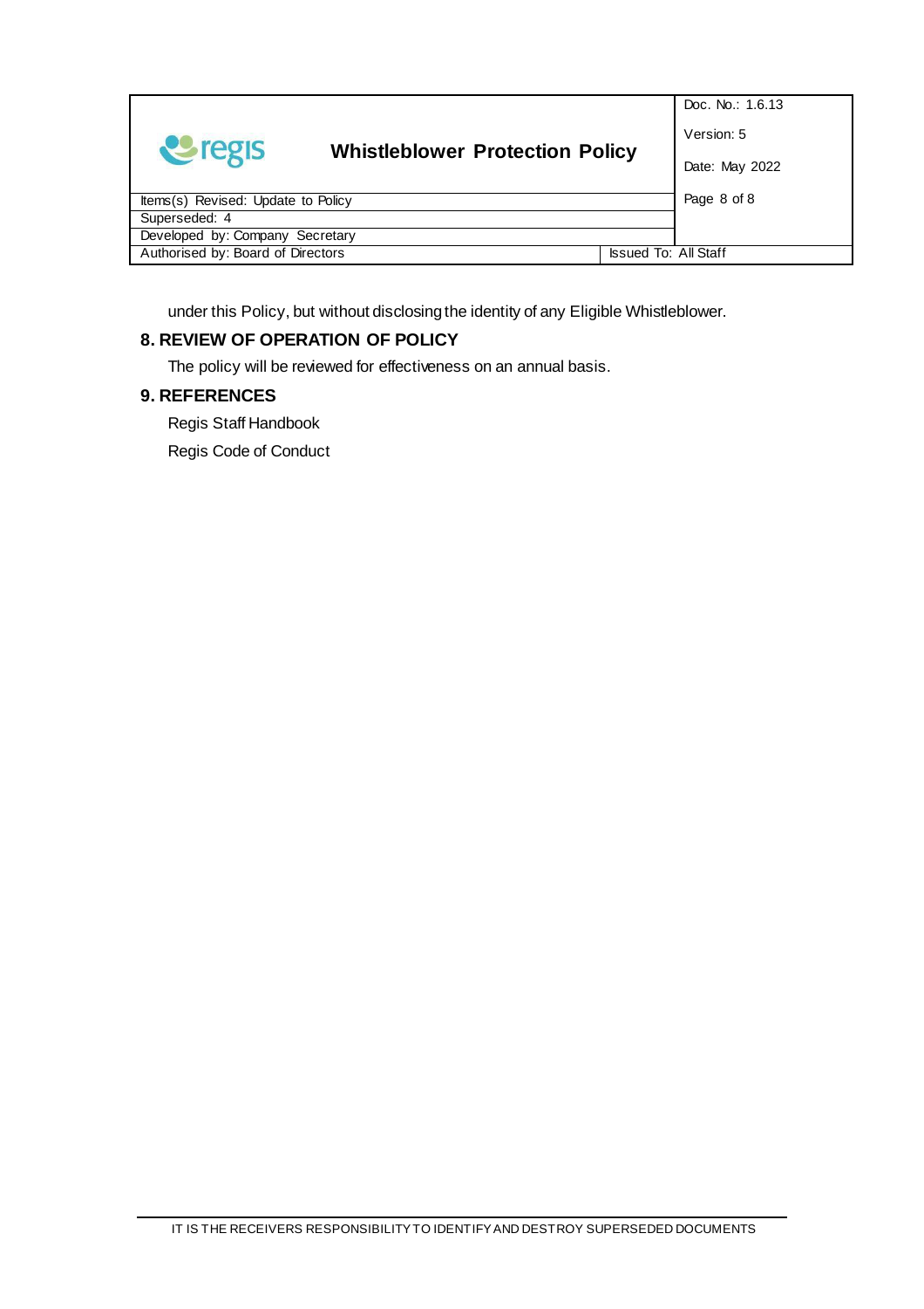under this Policy, but without disclosing the identity of any Eligible Whistleblower.

## 8. REVIEW OF OPERATION OF POLICY

The policy will be reviewed for effectiveness on an annual basis.

## 9. REFERENCES

Regis Staff Handbook

Regis Code of Conduct